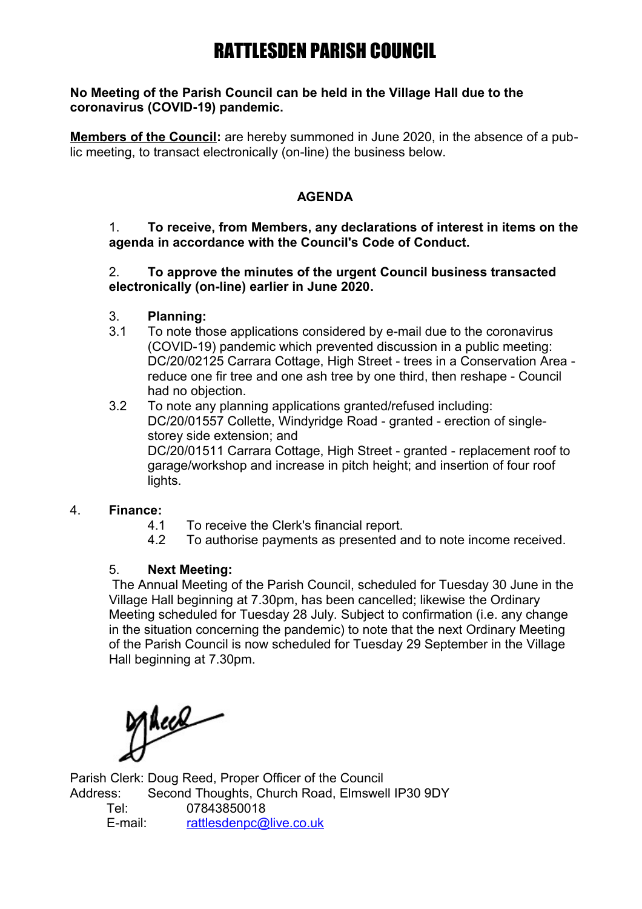# RATTLESDEN PARISH COUNCIL

**No Meeting of the Parish Council can be held in the Village Hall due to the coronavirus (COVID-19) pandemic.**

**Members of the Council:** are hereby summoned in June 2020, in the absence of a public meeting, to transact electronically (on-line) the business below.

## AGENDA

1. **To receive, from Members, any declarations of interest in items on the agenda in accordance with the Council's Code of Conduct.**

2. **To approve the minutes of the urgent Council business transacted electronically (on-line) earlier in June 2020.**

3. **Planning:**

3.1 To note those applications considered by e-mail due to the coronavirus (COVID-19) pandemic which prevented discussion in a public meeting: DC/20/02125 Carrara Cottage, High Street - trees in a Conservation Area - reduce one fir tree and one ash tree by one third, then reshape - Council had no objection.

3.2 To note any planning applications granted/refused including: DC/20/01557 Collette, Windyridge Road - granted - erection of single-storey side extension; and DC/20/01511 Carrara Cottage, High Street - granted - replacement roof to garage/workshop and increase in pitch height; and insertion of four roof lights.

4. **Finance:**

4.1 To receive the Clerk's financial report.

4.2 To authorise payments as presented and to note income received.

5. **Next Meeting:**

The Annual Meeting of the Parish Council, scheduled for Tuesday 30 June in the Village Hall beginning at 7.30pm, has been cancelled; likewise the Ordinary Meeting scheduled for Tuesday 28 July. Subject to confirmation (i.e. any change in the situation concerning the pandemic) to note that the next Ordinary Meeting of the Parish Council is now scheduled for Tuesday 29 September in the Village Hall beginning at 7.30pm.

Parish Clerk: Doug Reed, Proper Officer of the Council
Address: Second Thoughts, Church Road, Elmswell IP30 9DY
Tel: 07843850018
E-mail: rattlesdenpc@live.co.uk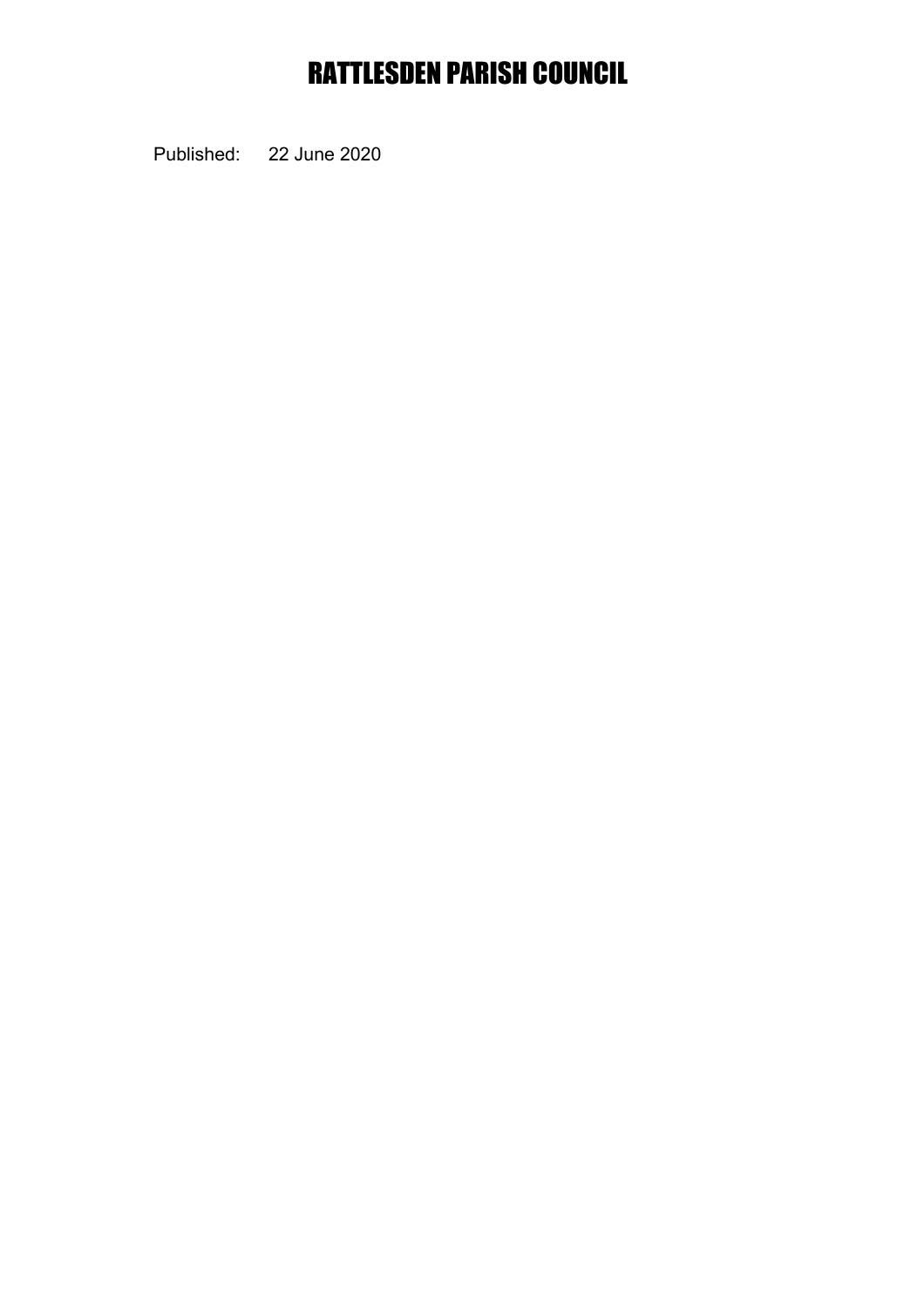# RATTLESDEN PARISH COUNCIL

Published: 22 June 2020